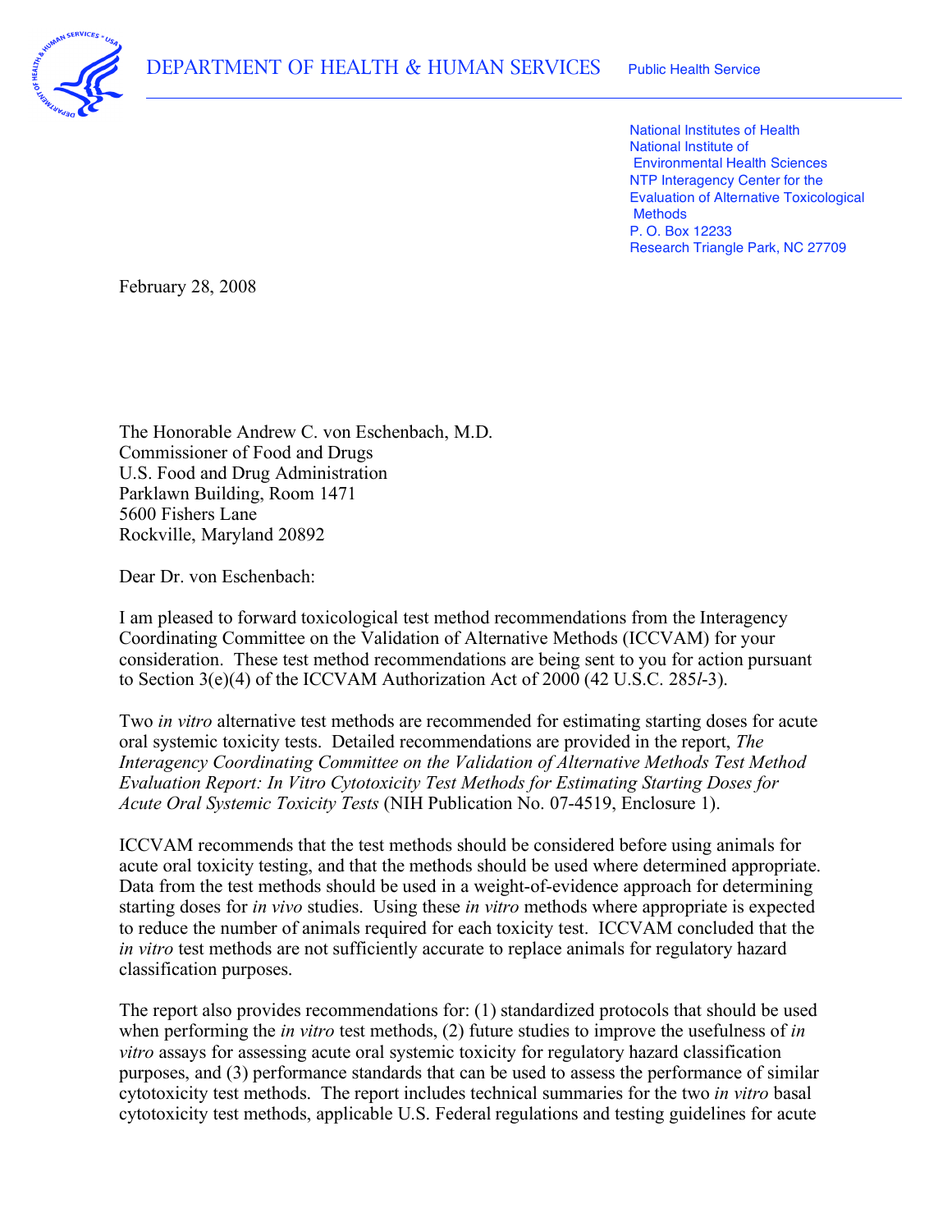DEPARTMENT OF HEALTH & HUMAN SERVICES Public Health Service

National Institutes of Health
National Institute of Environmental Health Sciences
NTP Interagency Center for the Evaluation of Alternative Toxicological Methods
P. O. Box 12233
Research Triangle Park, NC 27709

February 28, 2008

The Honorable Andrew C. von Eschenbach, M.D.
Commissioner of Food and Drugs
U.S. Food and Drug Administration
Parklawn Building, Room 1471
5600 Fishers Lane
Rockville, Maryland 20892

Dear Dr. von Eschenbach:

I am pleased to forward toxicological test method recommendations from the Interagency Coordinating Committee on the Validation of Alternative Methods (ICCVAM) for your consideration. These test method recommendations are being sent to you for action pursuant to Section 3(e)(4) of the ICCVAM Authorization Act of 2000 (42 U.S.C. 285*l*-3).

Two *in vitro* alternative test methods are recommended for estimating starting doses for acute oral systemic toxicity tests. Detailed recommendations are provided in the report, *The Interagency Coordinating Committee on the Validation of Alternative Methods Test Method Evaluation Report: In Vitro Cytotoxicity Test Methods for Estimating Starting Doses for Acute Oral Systemic Toxicity Tests* (NIH Publication No. 07-4519, Enclosure 1).

ICCVAM recommends that the test methods should be considered before using animals for acute oral toxicity testing, and that the methods should be used where determined appropriate. Data from the test methods should be used in a weight-of-evidence approach for determining starting doses for *in vivo* studies. Using these *in vitro* methods where appropriate is expected to reduce the number of animals required for each toxicity test. ICCVAM concluded that the *in vitro* test methods are not sufficiently accurate to replace animals for regulatory hazard classification purposes.

The report also provides recommendations for: (1) standardized protocols that should be used when performing the *in vitro* test methods, (2) future studies to improve the usefulness of *in vitro* assays for assessing acute oral systemic toxicity for regulatory hazard classification purposes, and (3) performance standards that can be used to assess the performance of similar cytotoxicity test methods. The report includes technical summaries for the two *in vitro* basal cytotoxicity test methods, applicable U.S. Federal regulations and testing guidelines for acute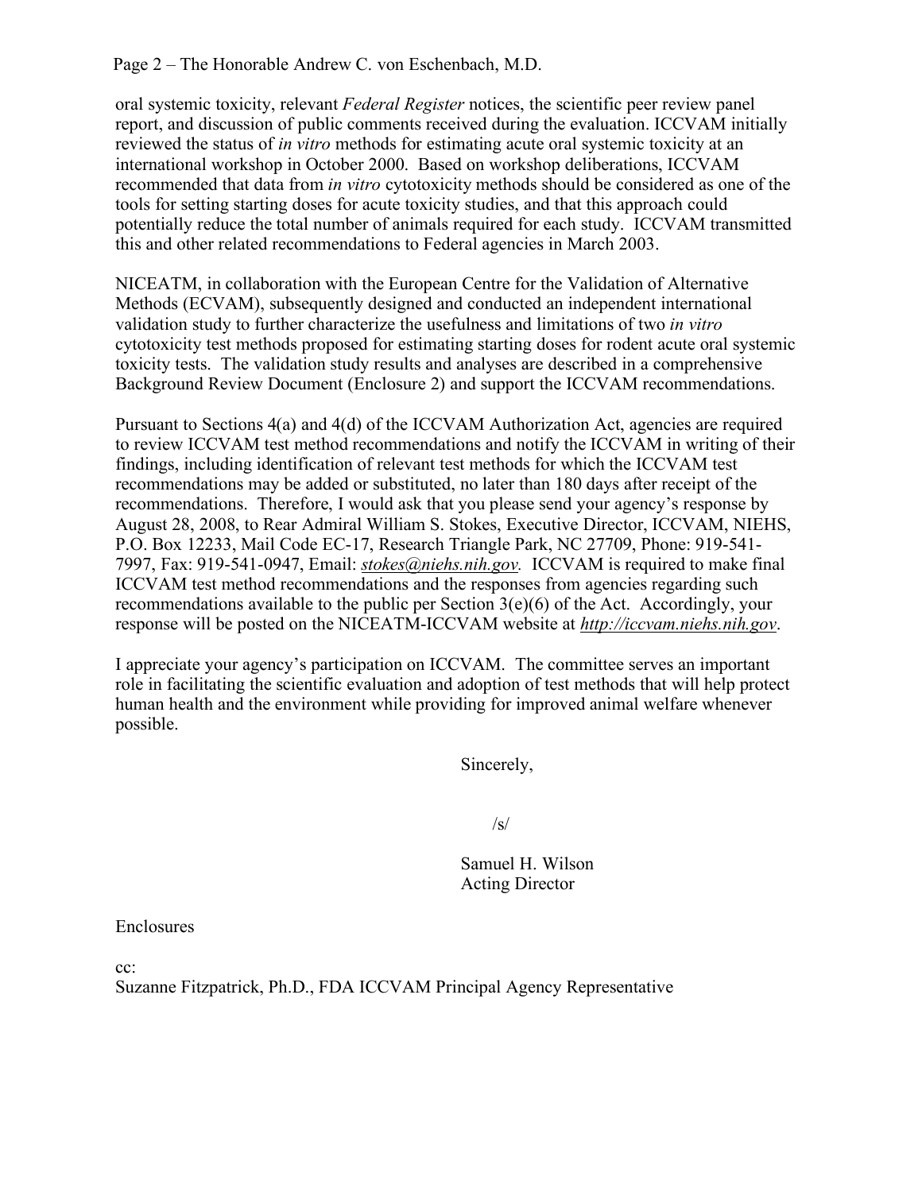oral systemic toxicity, relevant *Federal Register* notices, the scientific peer review panel report, and discussion of public comments received during the evaluation. ICCVAM initially reviewed the status of *in vitro* methods for estimating acute oral systemic toxicity at an international workshop in October 2000. Based on workshop deliberations, ICCVAM recommended that data from *in vitro* cytotoxicity methods should be considered as one of the tools for setting starting doses for acute toxicity studies, and that this approach could potentially reduce the total number of animals required for each study. ICCVAM transmitted this and other related recommendations to Federal agencies in March 2003.

NICEATM, in collaboration with the European Centre for the Validation of Alternative Methods (ECVAM), subsequently designed and conducted an independent international validation study to further characterize the usefulness and limitations of two *in vitro* cytotoxicity test methods proposed for estimating starting doses for rodent acute oral systemic toxicity tests. The validation study results and analyses are described in a comprehensive Background Review Document (Enclosure 2) and support the ICCVAM recommendations.

Pursuant to Sections 4(a) and 4(d) of the ICCVAM Authorization Act, agencies are required to review ICCVAM test method recommendations and notify the ICCVAM in writing of their findings, including identification of relevant test methods for which the ICCVAM test recommendations may be added or substituted, no later than 180 days after receipt of the recommendations. Therefore, I would ask that you please send your agency's response by August 28, 2008, to Rear Admiral William S. Stokes, Executive Director, ICCVAM, NIEHS, P.O. Box 12233, Mail Code EC-17, Research Triangle Park, NC 27709, Phone: 919-541-7997, Fax: 919-541-0947, Email: *stokes@niehs.nih.gov.* ICCVAM is required to make final ICCVAM test method recommendations and the responses from agencies regarding such recommendations available to the public per Section 3(e)(6) of the Act. Accordingly, your response will be posted on the NICEATM-ICCVAM website at *http://iccvam.niehs.nih.gov*.

I appreciate your agency's participation on ICCVAM. The committee serves an important role in facilitating the scientific evaluation and adoption of test methods that will help protect human health and the environment while providing for improved animal welfare whenever possible.

Sincerely,

/s/

Samuel H. Wilson  
Acting Director

Enclosures

cc:  
Suzanne Fitzpatrick, Ph.D., FDA ICCVAM Principal Agency Representative